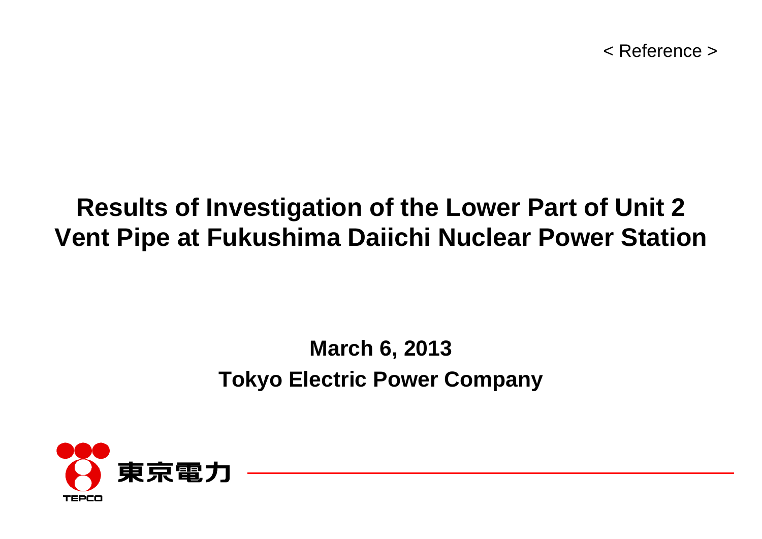< Reference >

# Results of Investigation of the Lower Part of Unit 2 Vent Pipe at Fukushima Daiichi Nuclear Power Station

**March 6, 2013**

**Tokyo Electric Power Company**

東京電力

TEPCO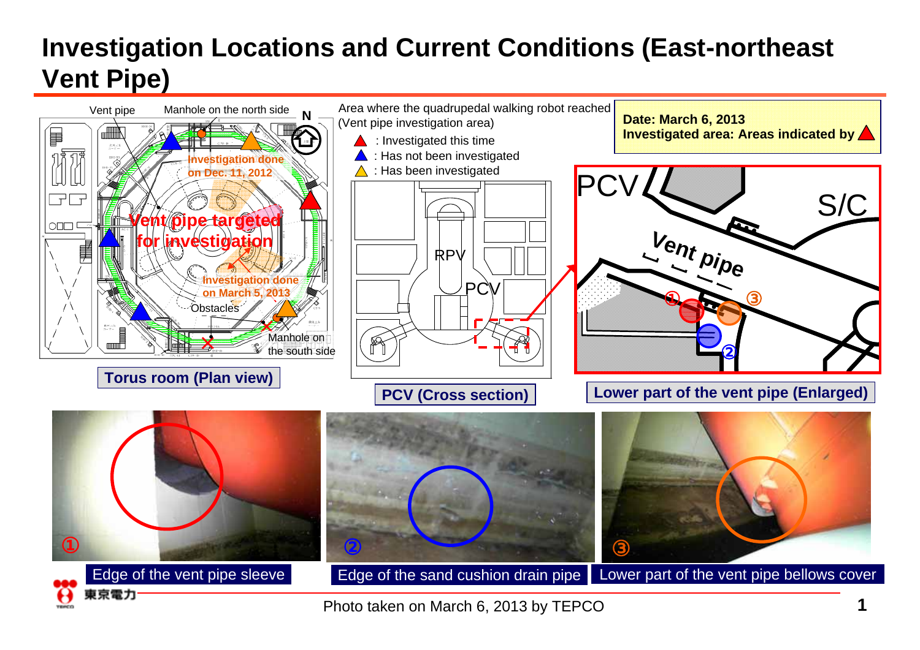# Investigation Locations and Current Conditions (East-northeast Vent Pipe)

Vent pipe

Manhole on the north side

N

Investigation done on Dec. 11, 2012

Vent pipe targeted for investigation

Investigation done on March 5, 2013

Obstacles

Manhole on the south side

Torus room (Plan view)

Area where the quadrupedal walking robot reached (Vent pipe investigation area)

▲ : Investigated this time

▲ : Has not been investigated

▲ : Has been investigated

RPV

PCV

PCV (Cross section)

**Date: March 6, 2013**
**Investigated area: Areas indicated by ▲**

PCV

S/C

Vent pipe

①

②

③

Lower part of the vent pipe (Enlarged)

① Edge of the vent pipe sleeve

② Edge of the sand cushion drain pipe

③ Lower part of the vent pipe bellows cover

東京電力

Photo taken on March 6, 2013 by TEPCO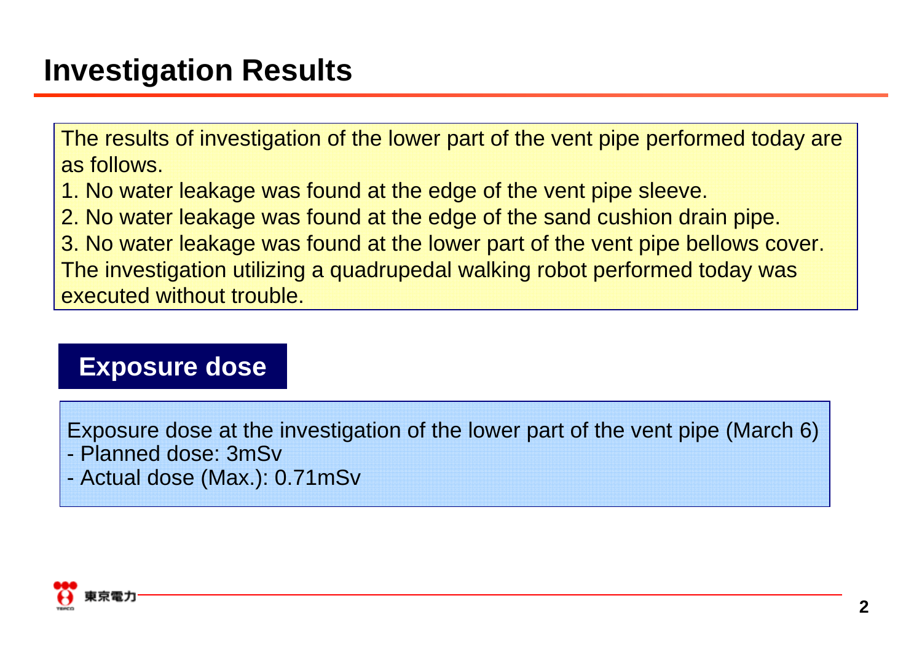# Investigation Results

The results of investigation of the lower part of the vent pipe performed today are as follows.

1. No water leakage was found at the edge of the vent pipe sleeve.
2. No water leakage was found at the edge of the sand cushion drain pipe.
3. No water leakage was found at the lower part of the vent pipe bellows cover.

The investigation utilizing a quadrupedal walking robot performed today was executed without trouble.

## Exposure dose

Exposure dose at the investigation of the lower part of the vent pipe (March 6)

- Planned dose: 3mSv
- Actual dose (Max.): 0.71mSv